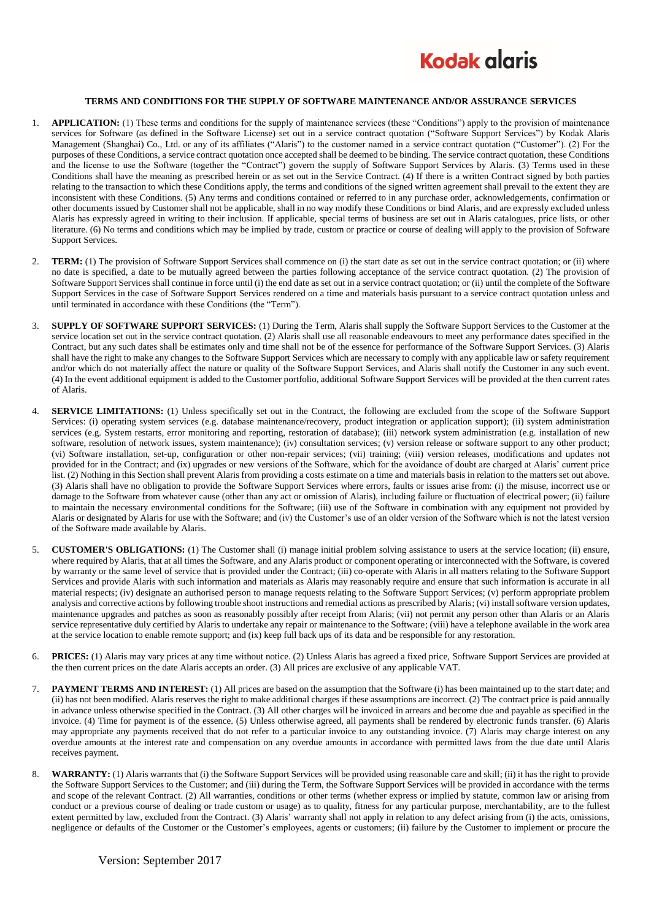# TERMS AND CONDITIONS FOR THE SUPPLY OF SOFTWARE MAINTENANCE AND/OR ASSURANCE SERVICES

1. **APPLICATION:** (1) These terms and conditions for the supply of maintenance services (these "Conditions") apply to the provision of maintenance services for Software (as defined in the Software License) set out in a service contract quotation ("Software Support Services") by Kodak Alaris Management (Shanghai) Co., Ltd. or any of its affiliates ("Alaris") to the customer named in a service contract quotation ("Customer"). (2) For the purposes of these Conditions, a service contract quotation once accepted shall be deemed to be binding. The service contract quotation, these Conditions and the license to use the Software (together the "Contract") govern the supply of Software Support Services by Alaris. (3) Terms used in these Conditions shall have the meaning as prescribed herein or as set out in the Service Contract. (4) If there is a written Contract signed by both parties relating to the transaction to which these Conditions apply, the terms and conditions of the signed written agreement shall prevail to the extent they are inconsistent with these Conditions. (5) Any terms and conditions contained or referred to in any purchase order, acknowledgements, confirmation or other documents issued by Customer shall not be applicable, shall in no way modify these Conditions or bind Alaris, and are expressly excluded unless Alaris has expressly agreed in writing to their inclusion. If applicable, special terms of business are set out in Alaris catalogues, price lists, or other literature. (6) No terms and conditions which may be implied by trade, custom or practice or course of dealing will apply to the provision of Software Support Services.

2. **TERM:** (1) The provision of Software Support Services shall commence on (i) the start date as set out in the service contract quotation; or (ii) where no date is specified, a date to be mutually agreed between the parties following acceptance of the service contract quotation. (2) The provision of Software Support Services shall continue in force until (i) the end date as set out in a service contract quotation; or (ii) until the complete of the Software Support Services in the case of Software Support Services rendered on a time and materials basis pursuant to a service contract quotation unless and until terminated in accordance with these Conditions (the "Term").

3. **SUPPLY OF SOFTWARE SUPPORT SERVICES:** (1) During the Term, Alaris shall supply the Software Support Services to the Customer at the service location set out in the service contract quotation. (2) Alaris shall use all reasonable endeavours to meet any performance dates specified in the Contract, but any such dates shall be estimates only and time shall not be of the essence for performance of the Software Support Services. (3) Alaris shall have the right to make any changes to the Software Support Services which are necessary to comply with any applicable law or safety requirement and/or which do not materially affect the nature or quality of the Software Support Services, and Alaris shall notify the Customer in any such event. (4) In the event additional equipment is added to the Customer portfolio, additional Software Support Services will be provided at the then current rates of Alaris.

4. **SERVICE LIMITATIONS:** (1) Unless specifically set out in the Contract, the following are excluded from the scope of the Software Support Services: (i) operating system services (e.g. database maintenance/recovery, product integration or application support); (ii) system administration services (e.g. System restarts, error monitoring and reporting, restoration of database); (iii) network system administration (e.g. installation of new software, resolution of network issues, system maintenance); (iv) consultation services; (v) version release or software support to any other product; (vi) Software installation, set-up, configuration or other non-repair services; (vii) training; (viii) version releases, modifications and updates not provided for in the Contract; and (ix) upgrades or new versions of the Software, which for the avoidance of doubt are charged at Alaris' current price list. (2) Nothing in this Section shall prevent Alaris from providing a costs estimate on a time and materials basis in relation to the matters set out above. (3) Alaris shall have no obligation to provide the Software Support Services where errors, faults or issues arise from: (i) the misuse, incorrect use or damage to the Software from whatever cause (other than any act or omission of Alaris), including failure or fluctuation of electrical power; (ii) failure to maintain the necessary environmental conditions for the Software; (iii) use of the Software in combination with any equipment not provided by Alaris or designated by Alaris for use with the Software; and (iv) the Customer's use of an older version of the Software which is not the latest version of the Software made available by Alaris.

5. **CUSTOMER'S OBLIGATIONS:** (1) The Customer shall (i) manage initial problem solving assistance to users at the service location; (ii) ensure, where required by Alaris, that at all times the Software, and any Alaris product or component operating or interconnected with the Software, is covered by warranty or the same level of service that is provided under the Contract; (iii) co-operate with Alaris in all matters relating to the Software Support Services and provide Alaris with such information and materials as Alaris may reasonably require and ensure that such information is accurate in all material respects; (iv) designate an authorised person to manage requests relating to the Software Support Services; (v) perform appropriate problem analysis and corrective actions by following trouble shoot instructions and remedial actions as prescribed by Alaris; (vi) install software version updates, maintenance upgrades and patches as soon as reasonably possibly after receipt from Alaris; (vii) not permit any person other than Alaris or an Alaris service representative duly certified by Alaris to undertake any repair or maintenance to the Software; (viii) have a telephone available in the work area at the service location to enable remote support; and (ix) keep full back ups of its data and be responsible for any restoration.

6. **PRICES:** (1) Alaris may vary prices at any time without notice. (2) Unless Alaris has agreed a fixed price, Software Support Services are provided at the then current prices on the date Alaris accepts an order. (3) All prices are exclusive of any applicable VAT.

7. **PAYMENT TERMS AND INTEREST:** (1) All prices are based on the assumption that the Software (i) has been maintained up to the start date; and (ii) has not been modified. Alaris reserves the right to make additional charges if these assumptions are incorrect. (2) The contract price is paid annually in advance unless otherwise specified in the Contract. (3) All other charges will be invoiced in arrears and become due and payable as specified in the invoice. (4) Time for payment is of the essence. (5) Unless otherwise agreed, all payments shall be rendered by electronic funds transfer. (6) Alaris may appropriate any payments received that do not refer to a particular invoice to any outstanding invoice. (7) Alaris may charge interest on any overdue amounts at the interest rate and compensation on any overdue amounts in accordance with permitted laws from the due date until Alaris receives payment.

8. **WARRANTY:** (1) Alaris warrants that (i) the Software Support Services will be provided using reasonable care and skill; (ii) it has the right to provide the Software Support Services to the Customer; and (iii) during the Term, the Software Support Services will be provided in accordance with the terms and scope of the relevant Contract. (2) All warranties, conditions or other terms (whether express or implied by statute, common law or arising from conduct or a previous course of dealing or trade custom or usage) as to quality, fitness for any particular purpose, merchantability, are to the fullest extent permitted by law, excluded from the Contract. (3) Alaris' warranty shall not apply in relation to any defect arising from (i) the acts, omissions, negligence or defaults of the Customer or the Customer's employees, agents or customers; (ii) failure by the Customer to implement or procure the

Version: September 2017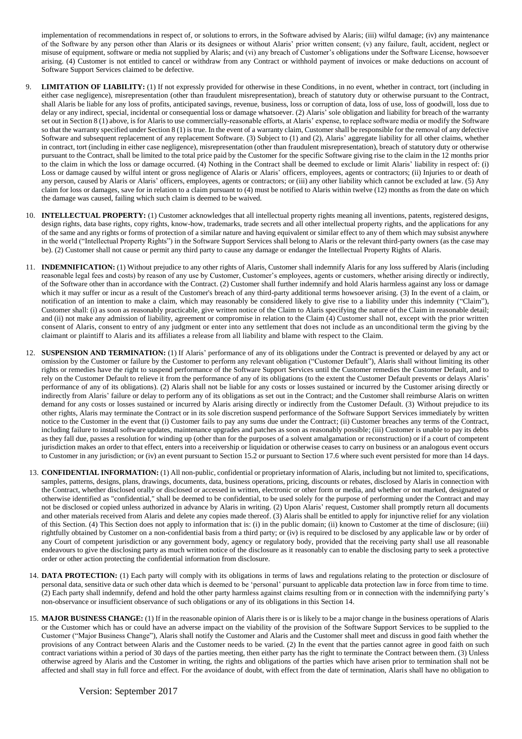implementation of recommendations in respect of, or solutions to errors, in the Software advised by Alaris; (iii) wilful damage; (iv) any maintenance of the Software by any person other than Alaris or its designees or without Alaris' prior written consent; (v) any failure, fault, accident, neglect or misuse of equipment, software or media not supplied by Alaris; and (vi) any breach of Customer's obligations under the Software License, howsoever arising. (4) Customer is not entitled to cancel or withdraw from any Contract or withhold payment of invoices or make deductions on account of Software Support Services claimed to be defective.

9. **LIMITATION OF LIABILITY:** (1) If not expressly provided for otherwise in these Conditions, in no event, whether in contract, tort (including in either case negligence), misrepresentation (other than fraudulent misrepresentation), breach of statutory duty or otherwise pursuant to the Contract, shall Alaris be liable for any loss of profits, anticipated savings, revenue, business, loss or corruption of data, loss of use, loss of goodwill, loss due to delay or any indirect, special, incidental or consequential loss or damage whatsoever. (2) Alaris' sole obligation and liability for breach of the warranty set out in Section 8 (1) above, is for Alaris to use commercially-reasonable efforts, at Alaris' expense, to replace software media or modify the Software so that the warranty specified under Section 8 (1) is true. In the event of a warranty claim, Customer shall be responsible for the removal of any defective Software and subsequent replacement of any replacement Software. (3) Subject to (1) and (2), Alaris' aggregate liability for all other claims, whether in contract, tort (including in either case negligence), misrepresentation (other than fraudulent misrepresentation), breach of statutory duty or otherwise pursuant to the Contract, shall be limited to the total price paid by the Customer for the specific Software giving rise to the claim in the 12 months prior to the claim in which the loss or damage occurred. (4) Nothing in the Contract shall be deemed to exclude or limit Alaris' liability in respect of: (i) Loss or damage caused by wilful intent or gross negligence of Alaris or Alaris' officers, employees, agents or contractors; (ii) Injuries to or death of any person, caused by Alaris or Alaris' officers, employees, agents or contractors; or (iii) any other liability which cannot be excluded at law. (5) Any claim for loss or damages, save for in relation to a claim pursuant to (4) must be notified to Alaris within twelve (12) months as from the date on which the damage was caused, failing which such claim is deemed to be waived.

10. **INTELLECTUAL PROPERTY:** (1) Customer acknowledges that all intellectual property rights meaning all inventions, patents, registered designs, design rights, data base rights, copy rights, know-how, trademarks, trade secrets and all other intellectual property rights, and the applications for any of the same and any rights or forms of protection of a similar nature and having equivalent or similar effect to any of them which may subsist anywhere in the world ("Intellectual Property Rights") in the Software Support Services shall belong to Alaris or the relevant third-party owners (as the case may be). (2) Customer shall not cause or permit any third party to cause any damage or endanger the Intellectual Property Rights of Alaris.

11. **INDEMNIFICATION:** (1) Without prejudice to any other rights of Alaris, Customer shall indemnify Alaris for any loss suffered by Alaris (including reasonable legal fees and costs) by reason of any use by Customer, Customer's employees, agents or customers, whether arising directly or indirectly, of the Software other than in accordance with the Contract. (2) Customer shall further indemnify and hold Alaris harmless against any loss or damage which it may suffer or incur as a result of the Customer's breach of any third-party additional terms howsoever arising. (3) In the event of a claim, or notification of an intention to make a claim, which may reasonably be considered likely to give rise to a liability under this indemnity ("Claim"), Customer shall: (i) as soon as reasonably practicable, give written notice of the Claim to Alaris specifying the nature of the Claim in reasonable detail; and (ii) not make any admission of liability, agreement or compromise in relation to the Claim (4) Customer shall not, except with the prior written consent of Alaris, consent to entry of any judgment or enter into any settlement that does not include as an unconditional term the giving by the claimant or plaintiff to Alaris and its affiliates a release from all liability and blame with respect to the Claim.

12. **SUSPENSION AND TERMINATION:** (1) If Alaris' performance of any of its obligations under the Contract is prevented or delayed by any act or omission by the Customer or failure by the Customer to perform any relevant obligation ("Customer Default"), Alaris shall without limiting its other rights or remedies have the right to suspend performance of the Software Support Services until the Customer remedies the Customer Default, and to rely on the Customer Default to relieve it from the performance of any of its obligations (to the extent the Customer Default prevents or delays Alaris' performance of any of its obligations). (2) Alaris shall not be liable for any costs or losses sustained or incurred by the Customer arising directly or indirectly from Alaris' failure or delay to perform any of its obligations as set out in the Contract; and the Customer shall reimburse Alaris on written demand for any costs or losses sustained or incurred by Alaris arising directly or indirectly from the Customer Default. (3) Without prejudice to its other rights, Alaris may terminate the Contract or in its sole discretion suspend performance of the Software Support Services immediately by written notice to the Customer in the event that (i) Customer fails to pay any sums due under the Contract; (ii) Customer breaches any terms of the Contract, including failure to install software updates, maintenance upgrades and patches as soon as reasonably possible; (iii) Customer is unable to pay its debts as they fall due, passes a resolution for winding up (other than for the purposes of a solvent amalgamation or reconstruction) or if a court of competent jurisdiction makes an order to that effect, enters into a receivership or liquidation or otherwise ceases to carry on business or an analogous event occurs to Customer in any jurisdiction; or (iv) an event pursuant to Section 15.2 or pursuant to Section 17.6 where such event persisted for more than 14 days.

13. **CONFIDENTIAL INFORMATION:** (1) All non-public, confidential or proprietary information of Alaris, including but not limited to, specifications, samples, patterns, designs, plans, drawings, documents, data, business operations, pricing, discounts or rebates, disclosed by Alaris in connection with the Contract, whether disclosed orally or disclosed or accessed in written, electronic or other form or media, and whether or not marked, designated or otherwise identified as "confidential," shall be deemed to be confidential, to be used solely for the purpose of performing under the Contract and may not be disclosed or copied unless authorized in advance by Alaris in writing. (2) Upon Alaris' request, Customer shall promptly return all documents and other materials received from Alaris and delete any copies made thereof. (3) Alaris shall be entitled to apply for injunctive relief for any violation of this Section. (4) This Section does not apply to information that is: (i) in the public domain; (ii) known to Customer at the time of disclosure; (iii) rightfully obtained by Customer on a non-confidential basis from a third party; or (iv) is required to be disclosed by any applicable law or by order of any Court of competent jurisdiction or any government body, agency or regulatory body, provided that the receiving party shall use all reasonable endeavours to give the disclosing party as much written notice of the disclosure as it reasonably can to enable the disclosing party to seek a protective order or other action protecting the confidential information from disclosure.

14. **DATA PROTECTION:** (1) Each party will comply with its obligations in terms of laws and regulations relating to the protection or disclosure of personal data, sensitive data or such other data which is deemed to be 'personal' pursuant to applicable data protection law in force from time to time. (2) Each party shall indemnify, defend and hold the other party harmless against claims resulting from or in connection with the indemnifying party's non-observance or insufficient observance of such obligations or any of its obligations in this Section 14.

15. **MAJOR BUSINESS CHANGE:** (1) If in the reasonable opinion of Alaris there is or is likely to be a major change in the business operations of Alaris or the Customer which has or could have an adverse impact on the viability of the provision of the Software Support Services to be supplied to the Customer ("Major Business Change"), Alaris shall notify the Customer and Alaris and the Customer shall meet and discuss in good faith whether the provisions of any Contract between Alaris and the Customer needs to be varied. (2) In the event that the parties cannot agree in good faith on such contract variations within a period of 30 days of the parties meeting, then either party has the right to terminate the Contract between them. (3) Unless otherwise agreed by Alaris and the Customer in writing, the rights and obligations of the parties which have arisen prior to termination shall not be affected and shall stay in full force and effect. For the avoidance of doubt, with effect from the date of termination, Alaris shall have no obligation to

Version: September 2017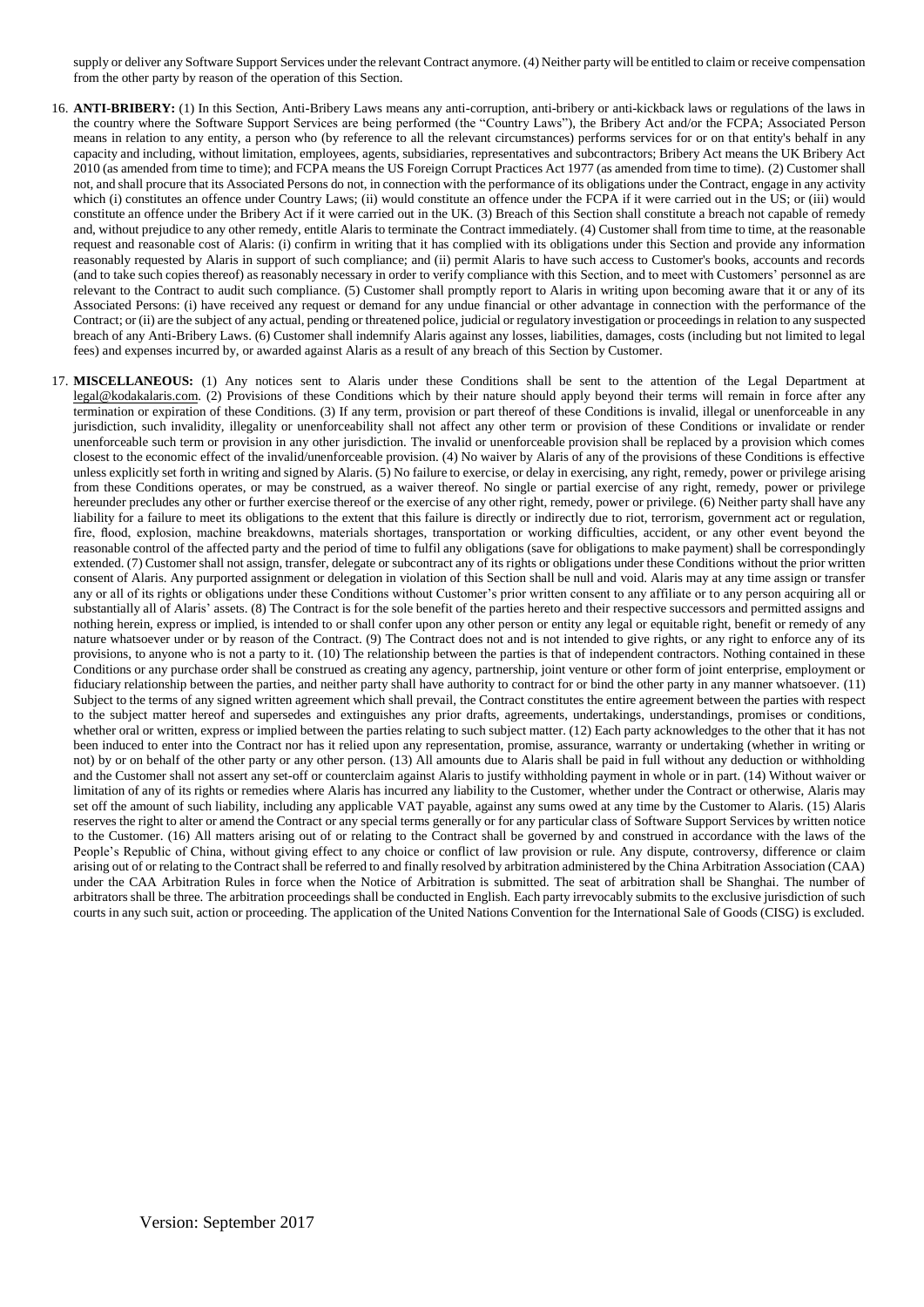supply or deliver any Software Support Services under the relevant Contract anymore. (4) Neither party will be entitled to claim or receive compensation from the other party by reason of the operation of this Section.

16. **ANTI-BRIBERY:** (1) In this Section, Anti-Bribery Laws means any anti-corruption, anti-bribery or anti-kickback laws or regulations of the laws in the country where the Software Support Services are being performed (the "Country Laws"), the Bribery Act and/or the FCPA; Associated Person means in relation to any entity, a person who (by reference to all the relevant circumstances) performs services for or on that entity's behalf in any capacity and including, without limitation, employees, agents, subsidiaries, representatives and subcontractors; Bribery Act means the UK Bribery Act 2010 (as amended from time to time); and FCPA means the US Foreign Corrupt Practices Act 1977 (as amended from time to time). (2) Customer shall not, and shall procure that its Associated Persons do not, in connection with the performance of its obligations under the Contract, engage in any activity which (i) constitutes an offence under Country Laws; (ii) would constitute an offence under the FCPA if it were carried out in the US; or (iii) would constitute an offence under the Bribery Act if it were carried out in the UK. (3) Breach of this Section shall constitute a breach not capable of remedy and, without prejudice to any other remedy, entitle Alaris to terminate the Contract immediately. (4) Customer shall from time to time, at the reasonable request and reasonable cost of Alaris: (i) confirm in writing that it has complied with its obligations under this Section and provide any information reasonably requested by Alaris in support of such compliance; and (ii) permit Alaris to have such access to Customer's books, accounts and records (and to take such copies thereof) as reasonably necessary in order to verify compliance with this Section, and to meet with Customers' personnel as are relevant to the Contract to audit such compliance. (5) Customer shall promptly report to Alaris in writing upon becoming aware that it or any of its Associated Persons: (i) have received any request or demand for any undue financial or other advantage in connection with the performance of the Contract; or (ii) are the subject of any actual, pending or threatened police, judicial or regulatory investigation or proceedings in relation to any suspected breach of any Anti-Bribery Laws. (6) Customer shall indemnify Alaris against any losses, liabilities, damages, costs (including but not limited to legal fees) and expenses incurred by, or awarded against Alaris as a result of any breach of this Section by Customer.

17. **MISCELLANEOUS:** (1) Any notices sent to Alaris under these Conditions shall be sent to the attention of the Legal Department at legal@kodakalaris.com. (2) Provisions of these Conditions which by their nature should apply beyond their terms will remain in force after any termination or expiration of these Conditions. (3) If any term, provision or part thereof of these Conditions is invalid, illegal or unenforceable in any jurisdiction, such invalidity, illegality or unenforceability shall not affect any other term or provision of these Conditions or invalidate or render unenforceable such term or provision in any other jurisdiction. The invalid or unenforceable provision shall be replaced by a provision which comes closest to the economic effect of the invalid/unenforceable provision. (4) No waiver by Alaris of any of the provisions of these Conditions is effective unless explicitly set forth in writing and signed by Alaris. (5) No failure to exercise, or delay in exercising, any right, remedy, power or privilege arising from these Conditions operates, or may be construed, as a waiver thereof. No single or partial exercise of any right, remedy, power or privilege hereunder precludes any other or further exercise thereof or the exercise of any other right, remedy, power or privilege. (6) Neither party shall have any liability for a failure to meet its obligations to the extent that this failure is directly or indirectly due to riot, terrorism, government act or regulation, fire, flood, explosion, machine breakdowns, materials shortages, transportation or working difficulties, accident, or any other event beyond the reasonable control of the affected party and the period of time to fulfil any obligations (save for obligations to make payment) shall be correspondingly extended. (7) Customer shall not assign, transfer, delegate or subcontract any of its rights or obligations under these Conditions without the prior written consent of Alaris. Any purported assignment or delegation in violation of this Section shall be null and void. Alaris may at any time assign or transfer any or all of its rights or obligations under these Conditions without Customer's prior written consent to any affiliate or to any person acquiring all or substantially all of Alaris' assets. (8) The Contract is for the sole benefit of the parties hereto and their respective successors and permitted assigns and nothing herein, express or implied, is intended to or shall confer upon any other person or entity any legal or equitable right, benefit or remedy of any nature whatsoever under or by reason of the Contract. (9) The Contract does not and is not intended to give rights, or any right to enforce any of its provisions, to anyone who is not a party to it. (10) The relationship between the parties is that of independent contractors. Nothing contained in these Conditions or any purchase order shall be construed as creating any agency, partnership, joint venture or other form of joint enterprise, employment or fiduciary relationship between the parties, and neither party shall have authority to contract for or bind the other party in any manner whatsoever. (11) Subject to the terms of any signed written agreement which shall prevail, the Contract constitutes the entire agreement between the parties with respect to the subject matter hereof and supersedes and extinguishes any prior drafts, agreements, undertakings, understandings, promises or conditions, whether oral or written, express or implied between the parties relating to such subject matter. (12) Each party acknowledges to the other that it has not been induced to enter into the Contract nor has it relied upon any representation, promise, assurance, warranty or undertaking (whether in writing or not) by or on behalf of the other party or any other person. (13) All amounts due to Alaris shall be paid in full without any deduction or withholding and the Customer shall not assert any set-off or counterclaim against Alaris to justify withholding payment in whole or in part. (14) Without waiver or limitation of any of its rights or remedies where Alaris has incurred any liability to the Customer, whether under the Contract or otherwise, Alaris may set off the amount of such liability, including any applicable VAT payable, against any sums owed at any time by the Customer to Alaris. (15) Alaris reserves the right to alter or amend the Contract or any special terms generally or for any particular class of Software Support Services by written notice to the Customer. (16) All matters arising out of or relating to the Contract shall be governed by and construed in accordance with the laws of the People's Republic of China, without giving effect to any choice or conflict of law provision or rule. Any dispute, controversy, difference or claim arising out of or relating to the Contract shall be referred to and finally resolved by arbitration administered by the China Arbitration Association (CAA) under the CAA Arbitration Rules in force when the Notice of Arbitration is submitted. The seat of arbitration shall be Shanghai. The number of arbitrators shall be three. The arbitration proceedings shall be conducted in English. Each party irrevocably submits to the exclusive jurisdiction of such courts in any such suit, action or proceeding. The application of the United Nations Convention for the International Sale of Goods (CISG) is excluded.

Version: September 2017